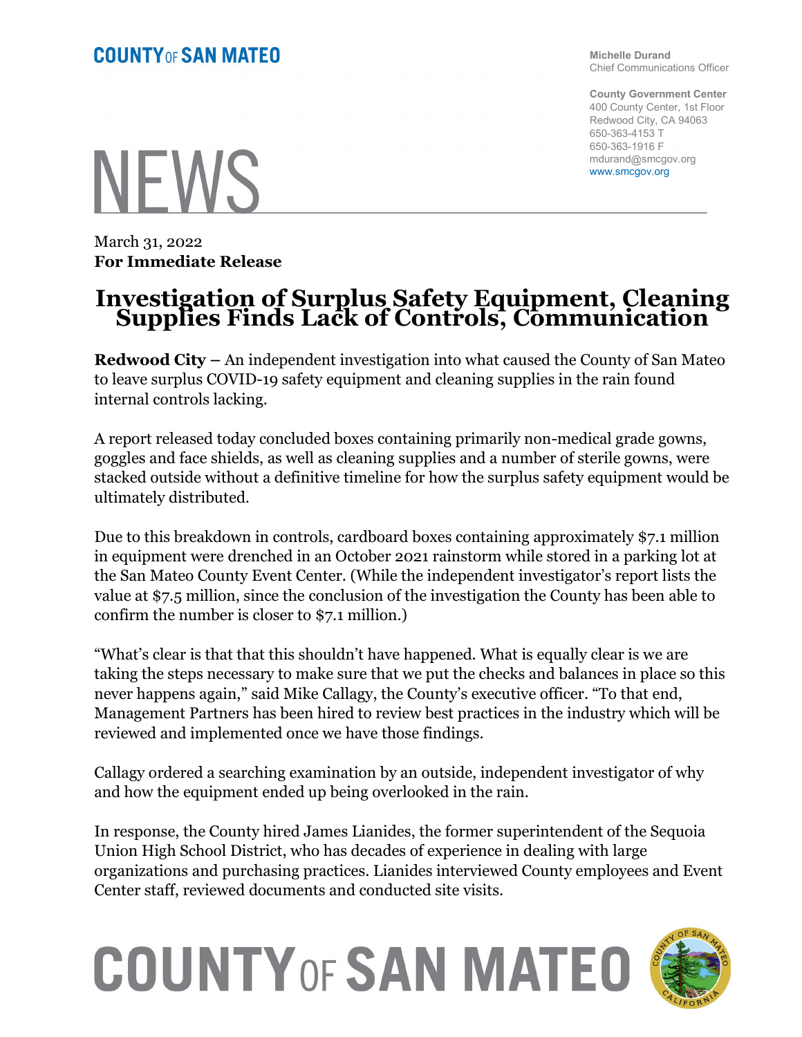**COUNTY OF SAN MATEO**

Michelle Durand
Chief Communications Officer

County Government Center
400 County Center, 1st Floor
Redwood City, CA 94063
650-363-4153 T
650-363-1916 F
mdurand@smcgov.org
www.smcgov.org

# NEWS

March 31, 2022
**For Immediate Release**

## Investigation of Surplus Safety Equipment, Cleaning Supplies Finds Lack of Controls, Communication

**Redwood City –** An independent investigation into what caused the County of San Mateo to leave surplus COVID-19 safety equipment and cleaning supplies in the rain found internal controls lacking.

A report released today concluded boxes containing primarily non-medical grade gowns, goggles and face shields, as well as cleaning supplies and a number of sterile gowns, were stacked outside without a definitive timeline for how the surplus safety equipment would be ultimately distributed.

Due to this breakdown in controls, cardboard boxes containing approximately $7.1 million in equipment were drenched in an October 2021 rainstorm while stored in a parking lot at the San Mateo County Event Center. (While the independent investigator's report lists the value at $7.5 million, since the conclusion of the investigation the County has been able to confirm the number is closer to $7.1 million.)

"What's clear is that that this shouldn't have happened. What is equally clear is we are taking the steps necessary to make sure that we put the checks and balances in place so this never happens again," said Mike Callagy, the County's executive officer. "To that end, Management Partners has been hired to review best practices in the industry which will be reviewed and implemented once we have those findings.

Callagy ordered a searching examination by an outside, independent investigator of why and how the equipment ended up being overlooked in the rain.

In response, the County hired James Lianides, the former superintendent of the Sequoia Union High School District, who has decades of experience in dealing with large organizations and purchasing practices. Lianides interviewed County employees and Event Center staff, reviewed documents and conducted site visits.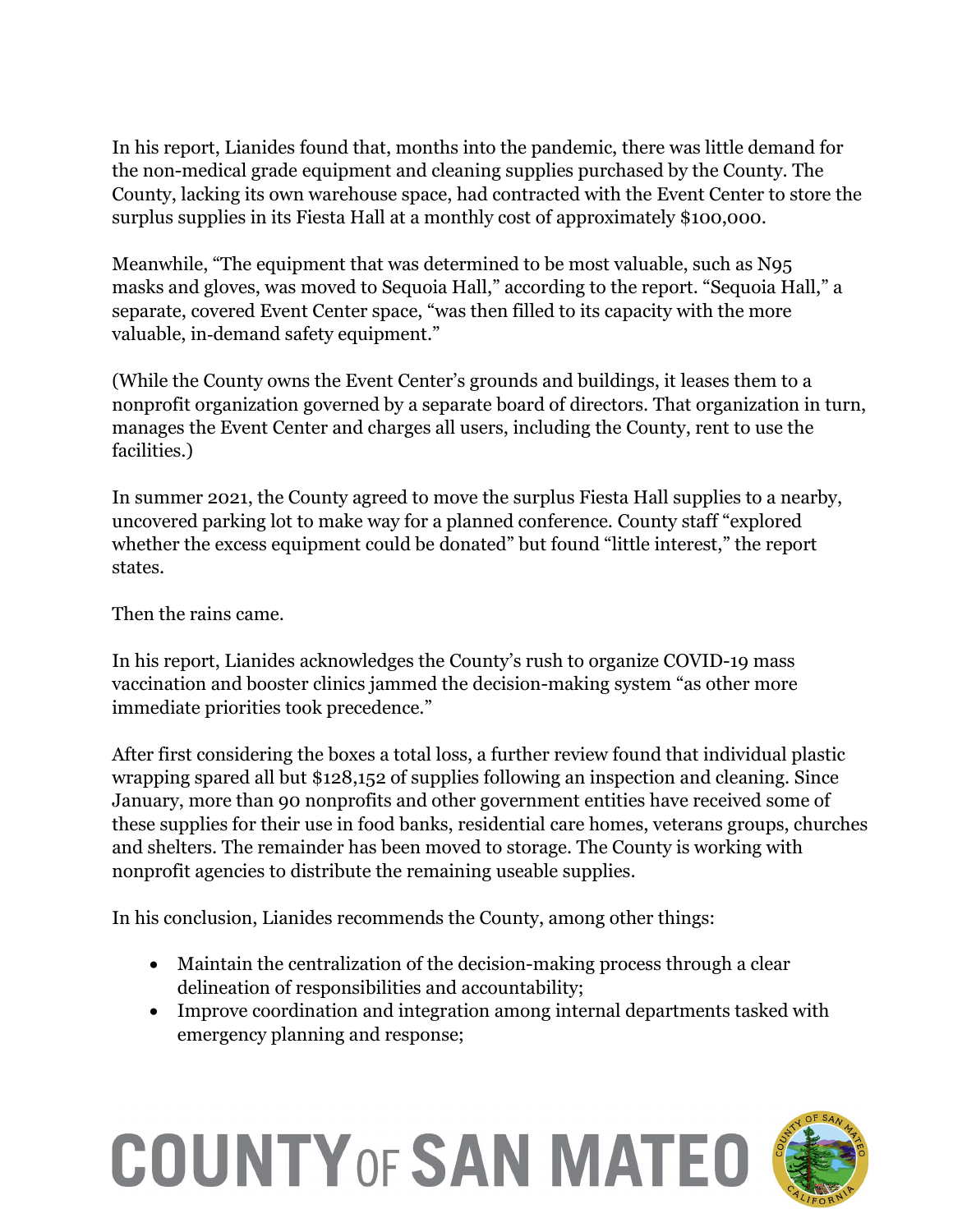In his report, Lianides found that, months into the pandemic, there was little demand for the non-medical grade equipment and cleaning supplies purchased by the County. The County, lacking its own warehouse space, had contracted with the Event Center to store the surplus supplies in its Fiesta Hall at a monthly cost of approximately $100,000.

Meanwhile, "The equipment that was determined to be most valuable, such as N95 masks and gloves, was moved to Sequoia Hall," according to the report. "Sequoia Hall," a separate, covered Event Center space, "was then filled to its capacity with the more valuable, in-demand safety equipment."

(While the County owns the Event Center's grounds and buildings, it leases them to a nonprofit organization governed by a separate board of directors. That organization in turn, manages the Event Center and charges all users, including the County, rent to use the facilities.)

In summer 2021, the County agreed to move the surplus Fiesta Hall supplies to a nearby, uncovered parking lot to make way for a planned conference. County staff "explored whether the excess equipment could be donated" but found "little interest," the report states.

Then the rains came.

In his report, Lianides acknowledges the County's rush to organize COVID-19 mass vaccination and booster clinics jammed the decision-making system "as other more immediate priorities took precedence."

After first considering the boxes a total loss, a further review found that individual plastic wrapping spared all but $128,152 of supplies following an inspection and cleaning. Since January, more than 90 nonprofits and other government entities have received some of these supplies for their use in food banks, residential care homes, veterans groups, churches and shelters. The remainder has been moved to storage. The County is working with nonprofit agencies to distribute the remaining useable supplies.

In his conclusion, Lianides recommends the County, among other things:

- Maintain the centralization of the decision-making process through a clear delineation of responsibilities and accountability;
- Improve coordination and integration among internal departments tasked with emergency planning and response;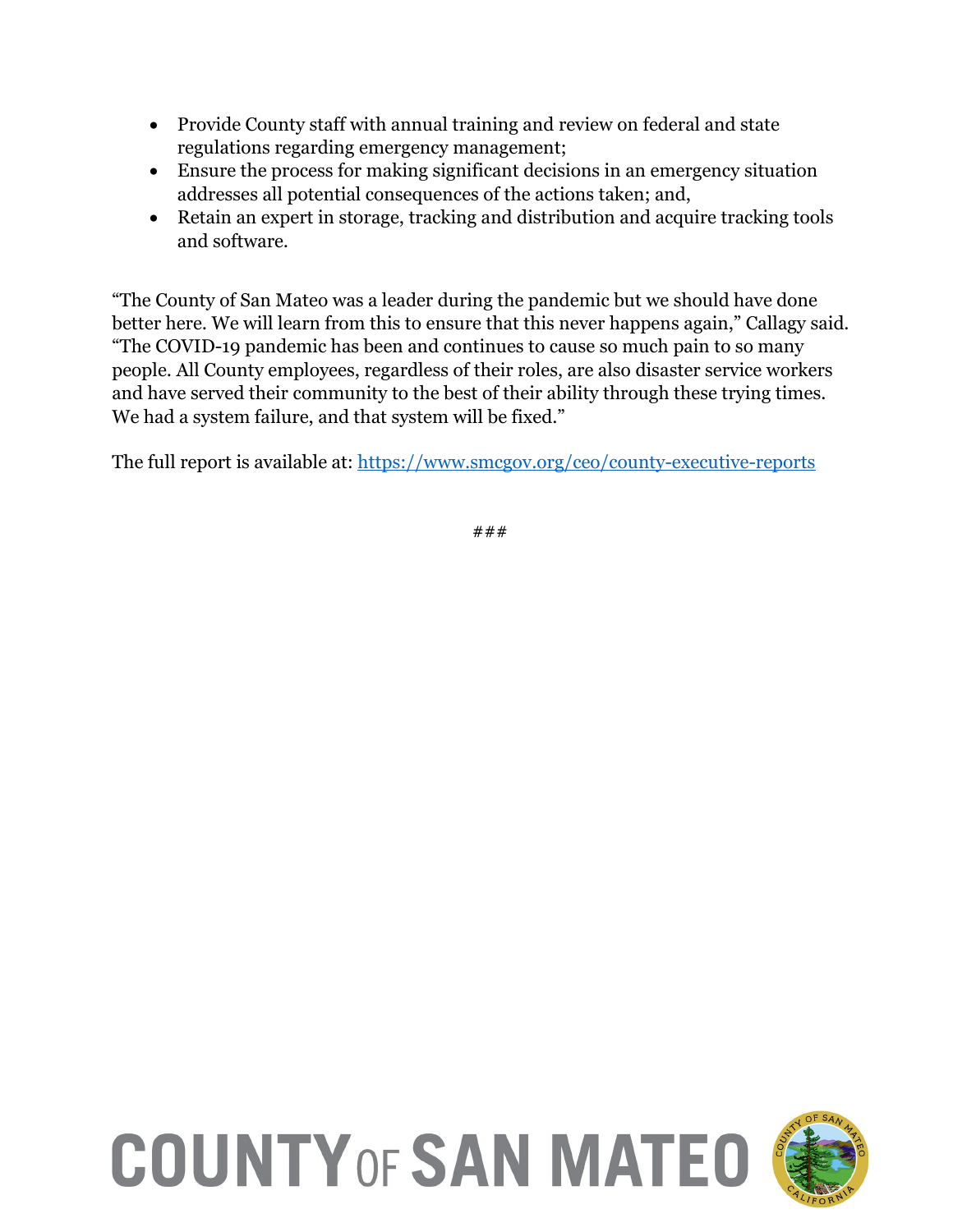- Provide County staff with annual training and review on federal and state regulations regarding emergency management;
- Ensure the process for making significant decisions in an emergency situation addresses all potential consequences of the actions taken; and,
- Retain an expert in storage, tracking and distribution and acquire tracking tools and software.

"The County of San Mateo was a leader during the pandemic but we should have done better here. We will learn from this to ensure that this never happens again," Callagy said. "The COVID-19 pandemic has been and continues to cause so much pain to so many people. All County employees, regardless of their roles, are also disaster service workers and have served their community to the best of their ability through these trying times. We had a system failure, and that system will be fixed."

The full report is available at: https://www.smcgov.org/ceo/county-executive-reports

###

COUNTY OF SAN MATEO